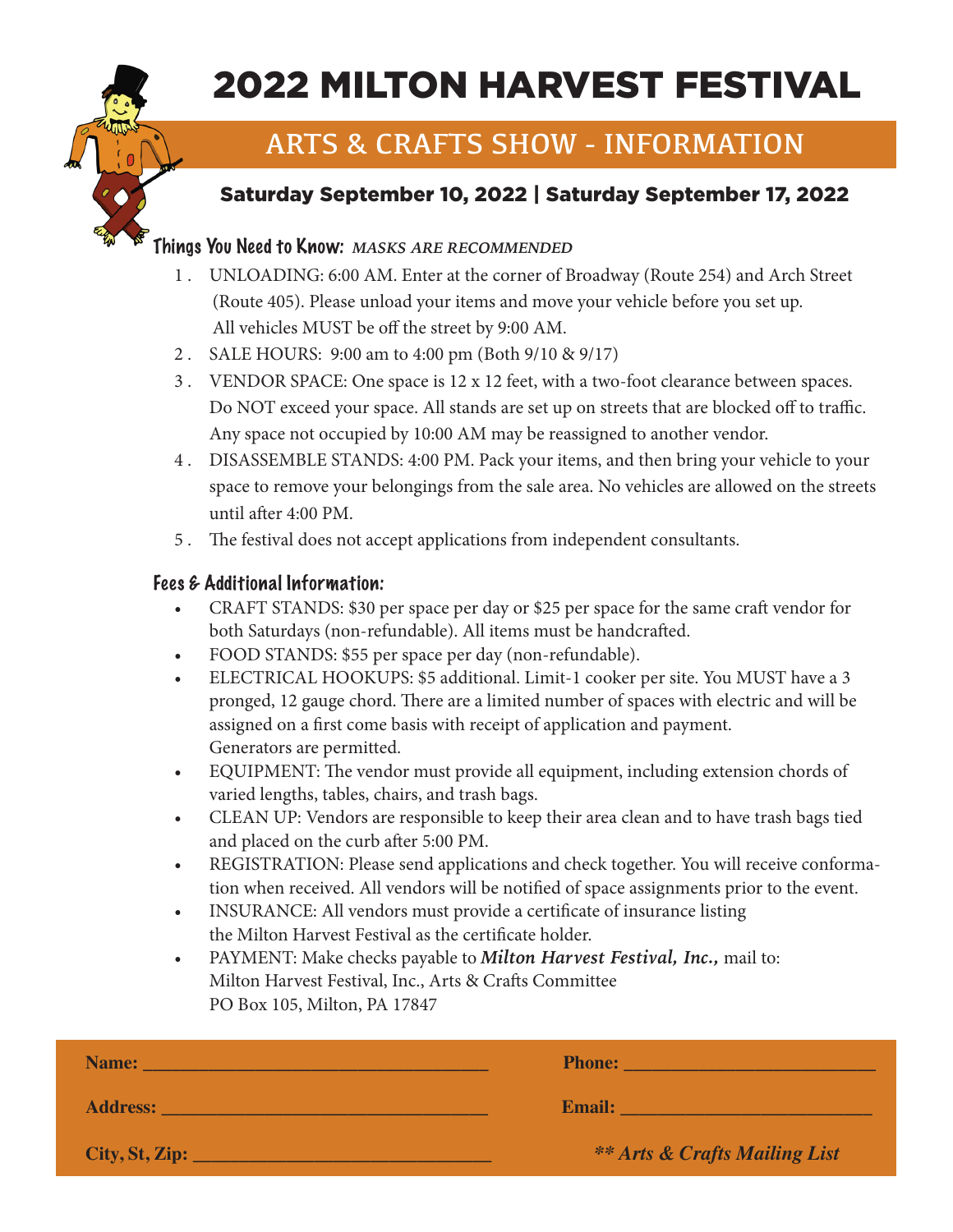# 2022 MILTON HARVEST FESTIVAL

## ARTS & CRAFTS SHOW - INFORMATION

### Saturday September 10, 2022 | Saturday September 17, 2022

**Things You Need to Know:** ***MASKS ARE RECOMMENDED***

1. UNLOADING: 6:00 AM. Enter at the corner of Broadway (Route 254) and Arch Street (Route 405). Please unload your items and move your vehicle before you set up. All vehicles MUST be off the street by 9:00 AM.
2. SALE HOURS: 9:00 am to 4:00 pm (Both 9/10 & 9/17)
3. VENDOR SPACE: One space is 12 x 12 feet, with a two-foot clearance between spaces. Do NOT exceed your space. All stands are set up on streets that are blocked off to traffic. Any space not occupied by 10:00 AM may be reassigned to another vendor.
4. DISASSEMBLE STANDS: 4:00 PM. Pack your items, and then bring your vehicle to your space to remove your belongings from the sale area. No vehicles are allowed on the streets until after 4:00 PM.
5. The festival does not accept applications from independent consultants.

**Fees & Additional Information:**

- CRAFT STANDS: $30 per space per day or $25 per space for the same craft vendor for both Saturdays (non-refundable). All items must be handcrafted.
- FOOD STANDS: $55 per space per day (non-refundable).
- ELECTRICAL HOOKUPS: $5 additional. Limit-1 cooker per site. You MUST have a 3 pronged, 12 gauge chord. There are a limited number of spaces with electric and will be assigned on a first come basis with receipt of application and payment. Generators are permitted.
- EQUIPMENT: The vendor must provide all equipment, including extension chords of varied lengths, tables, chairs, and trash bags.
- CLEAN UP: Vendors are responsible to keep their area clean and to have trash bags tied and placed on the curb after 5:00 PM.
- REGISTRATION: Please send applications and check together. You will receive conformation when received. All vendors will be notified of space assignments prior to the event.
- INSURANCE: All vendors must provide a certificate of insurance listing the Milton Harvest Festival as the certificate holder.
- PAYMENT: Make checks payable to ***Milton Harvest Festival, Inc.,*** mail to:
  Milton Harvest Festival, Inc., Arts & Crafts Committee
  PO Box 105, Milton, PA 17847

**Name:** ______________________________ **Phone:** ______________________________

**Address:** ______________________________ **Email:** ______________________________

**City, St, Zip:** ______________________________ ***\** Arts & Crafts Mailing List***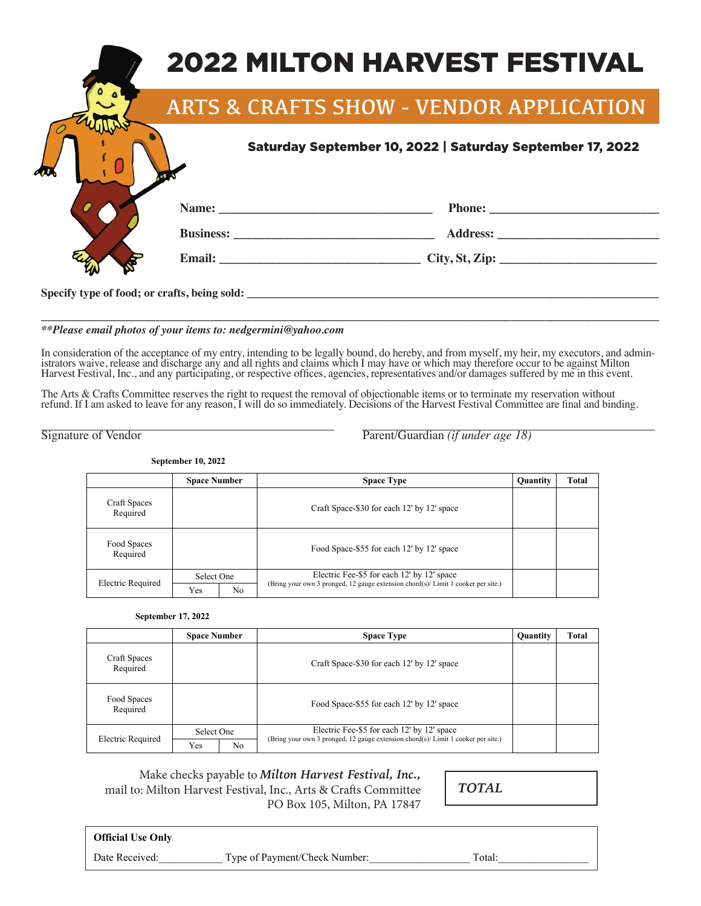# 2022 MILTON HARVEST FESTIVAL

## ARTS & CRAFTS SHOW - VENDOR APPLICATION

**Saturday September 10, 2022 | Saturday September 17, 2022**

**Name:** ______________________________ **Phone:** ________________________

**Business:** ____________________________ **Address:** ______________________

**Email:** ______________________________ **City, St, Zip:** ____________________

**Specify type of food; or crafts, being sold:** ______________________________________________

_______________________________________________________________________________

***Please email photos of your items to: nedgermini@yahoo.com*

In consideration of the acceptance of my entry, intending to be legally bound, do hereby, and from myself, my heir, my executors, and administrators waive, release and discharge any and all rights and claims which I may have or which may therefore occur to be against Milton Harvest Festival, Inc., and any participating, or respective offices, agencies, representatives and/or damages suffered by me in this event.

The Arts & Crafts Committee reserves the right to request the removal of objectionable items or to terminate my reservation without refund. If I am asked to leave for any reason, I will do so immediately. Decisions of the Harvest Festival Committee are final and binding.

_____________________________ _____________________________

Signature of Vendor Parent/Guardian *(if under age 18)*

**September 10, 2022**

| | Space Number | | Space Type | Quantity | Total |
|---|---|---|---|---|---|
| Craft Spaces Required | | | Craft Space-$30 for each 12' by 12' space | | |
| Food Spaces Required | | | Food Space-$55 for each 12' by 12' space | | |
| Electric Required | Select One | | Electric Fee-$5 for each 12' by 12' space (Bring your own 3 pronged, 12 gauge extension chord(s)/ Limit 1 cooker per site.) | | |
| | Yes | No | | | |

**September 17, 2022**

| | Space Number | | Space Type | Quantity | Total |
|---|---|---|---|---|---|
| Craft Spaces Required | | | Craft Space-$30 for each 12' by 12' space | | |
| Food Spaces Required | | | Food Space-$55 for each 12' by 12' space | | |
| Electric Required | Select One | | Electric Fee-$5 for each 12' by 12' space (Bring your own 3 pronged, 12 gauge extension chord(s)/ Limit 1 cooker per site.) | | |
| | Yes | No | | | |

Make checks payable to ***Milton Harvest Festival, Inc.,***
mail to: Milton Harvest Festival, Inc., Arts & Crafts Committee
PO Box 105, Milton, PA 17847

***TOTAL***

**Official Use Only**

Date Received:____________ Type of Payment/Check Number:__________________ Total:________________